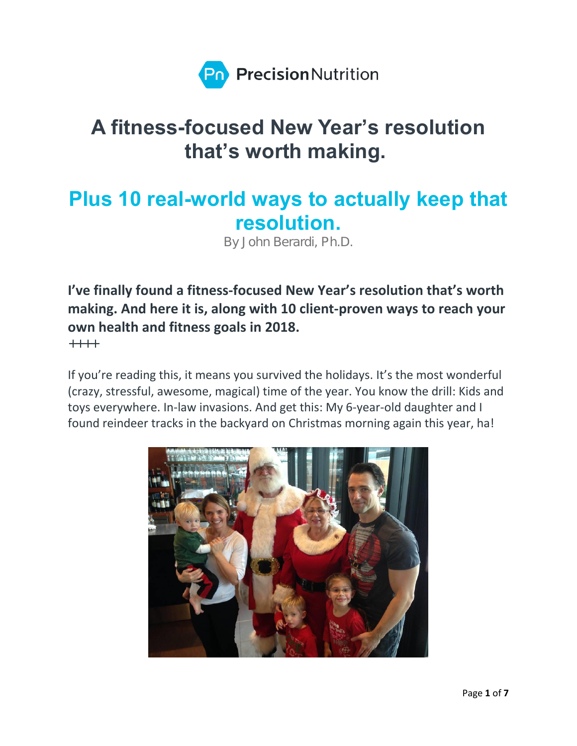Precision Nutrition

# A fitness-focused New Year's resolution that's worth making.

## Plus 10 real-world ways to actually keep that resolution.

By John Berardi, Ph.D.

**I've finally found a fitness-focused New Year's resolution that's worth making. And here it is, along with 10 client-proven ways to reach your own health and fitness goals in 2018.**

++++

If you're reading this, it means you survived the holidays. It's the most wonderful (crazy, stressful, awesome, magical) time of the year. You know the drill: Kids and toys everywhere. In-law invasions. And get this: My 6-year-old daughter and I found reindeer tracks in the backyard on Christmas morning again this year, ha!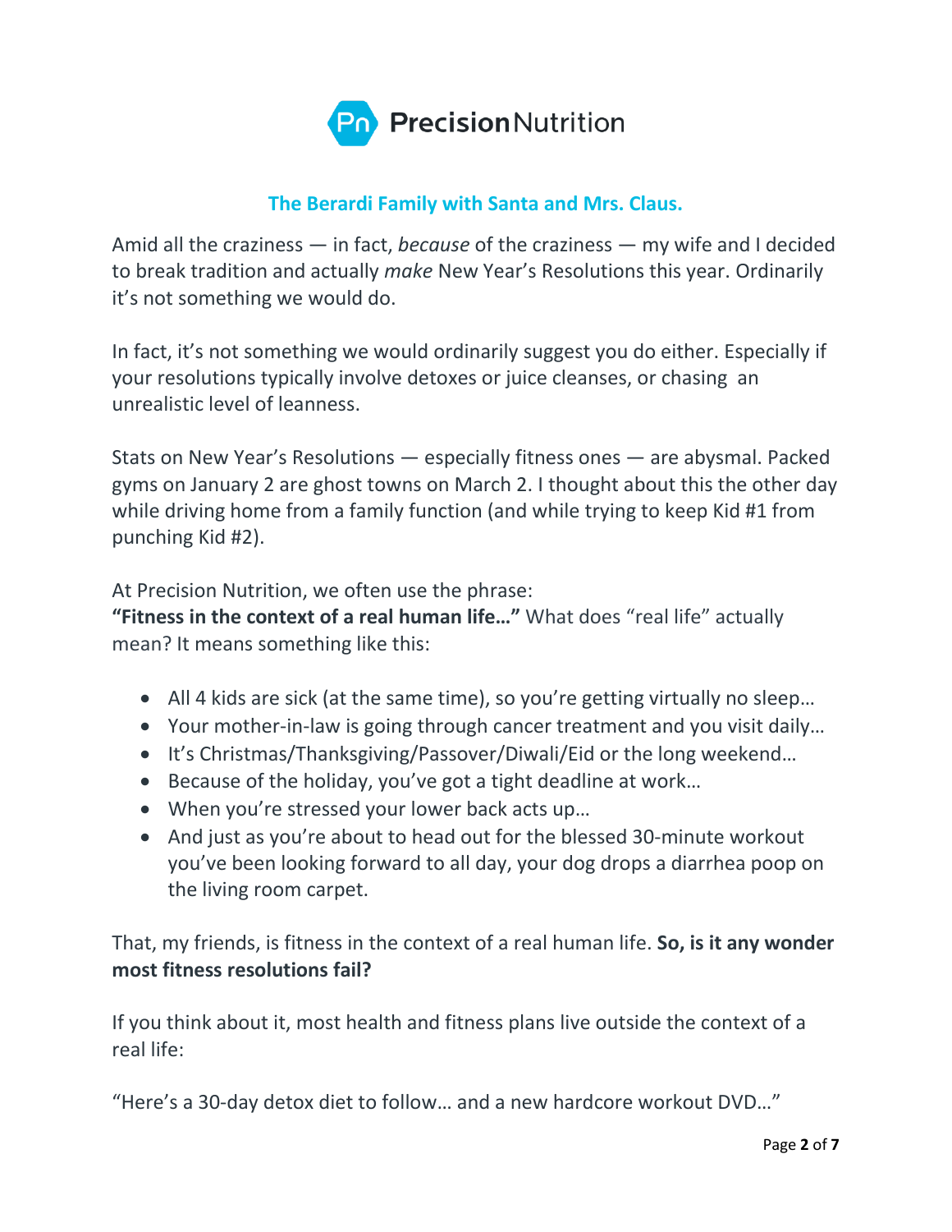**The Berardi Family with Santa and Mrs. Claus.**

Amid all the craziness — in fact, *because* of the craziness — my wife and I decided to break tradition and actually *make* New Year's Resolutions this year. Ordinarily it's not something we would do.

In fact, it's not something we would ordinarily suggest you do either. Especially if your resolutions typically involve detoxes or juice cleanses, or chasing an unrealistic level of leanness.

Stats on New Year's Resolutions — especially fitness ones — are abysmal. Packed gyms on January 2 are ghost towns on March 2. I thought about this the other day while driving home from a family function (and while trying to keep Kid #1 from punching Kid #2).

At Precision Nutrition, we often use the phrase:
**"Fitness in the context of a real human life…"** What does "real life" actually mean? It means something like this:

- All 4 kids are sick (at the same time), so you're getting virtually no sleep…
- Your mother-in-law is going through cancer treatment and you visit daily…
- It's Christmas/Thanksgiving/Passover/Diwali/Eid or the long weekend…
- Because of the holiday, you've got a tight deadline at work…
- When you're stressed your lower back acts up…
- And just as you're about to head out for the blessed 30-minute workout you've been looking forward to all day, your dog drops a diarrhea poop on the living room carpet.

That, my friends, is fitness in the context of a real human life. **So, is it any wonder most fitness resolutions fail?**

If you think about it, most health and fitness plans live outside the context of a real life:

"Here's a 30-day detox diet to follow… and a new hardcore workout DVD…"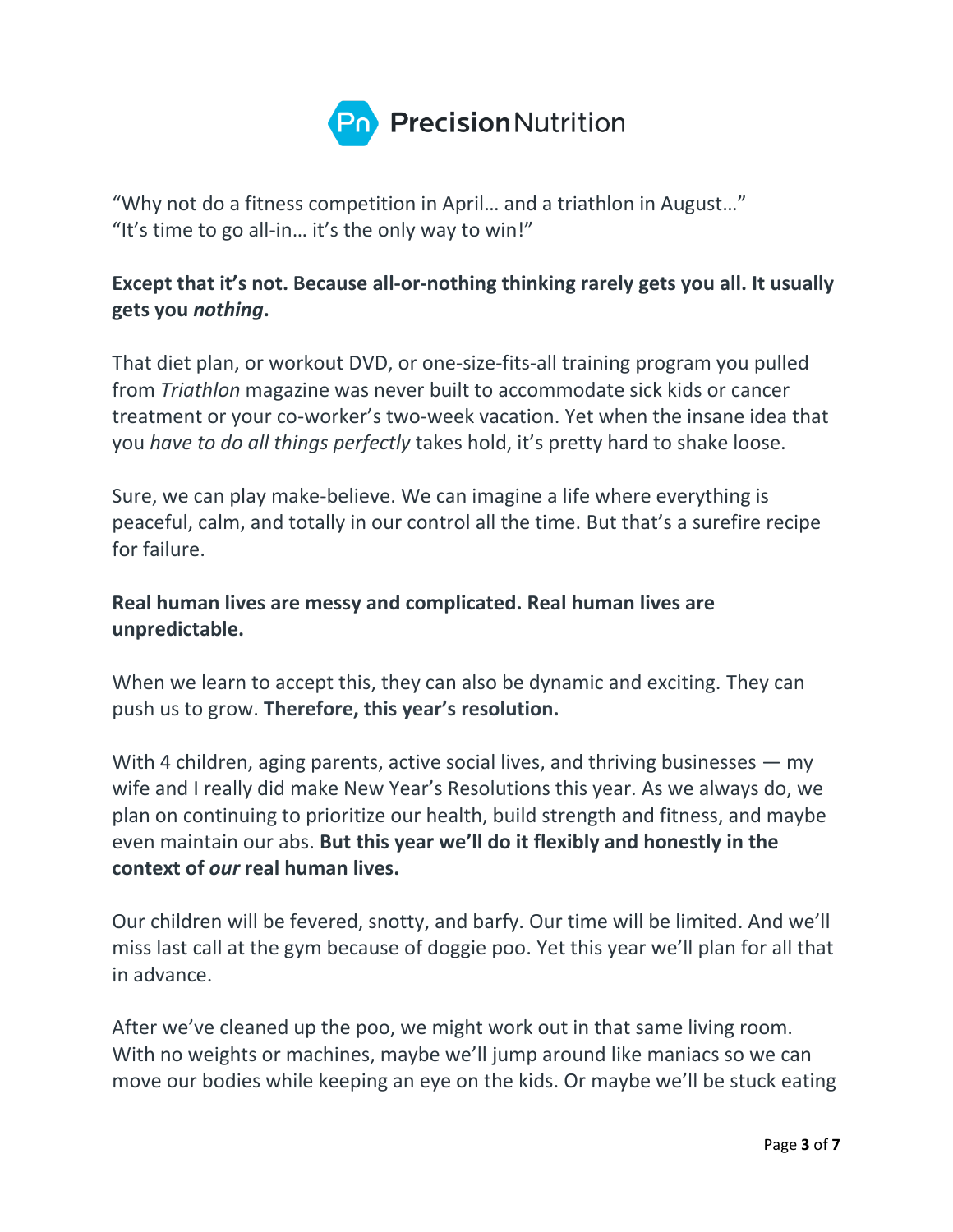"Why not do a fitness competition in April… and a triathlon in August…"
"It's time to go all-in… it's the only way to win!"

**Except that it's not. Because all-or-nothing thinking rarely gets you all. It usually gets you *nothing*.**

That diet plan, or workout DVD, or one-size-fits-all training program you pulled from *Triathlon* magazine was never built to accommodate sick kids or cancer treatment or your co-worker's two-week vacation. Yet when the insane idea that you *have to do all things perfectly* takes hold, it's pretty hard to shake loose.

Sure, we can play make-believe. We can imagine a life where everything is peaceful, calm, and totally in our control all the time. But that's a surefire recipe for failure.

**Real human lives are messy and complicated. Real human lives are unpredictable.**

When we learn to accept this, they can also be dynamic and exciting. They can push us to grow. **Therefore, this year's resolution.**

With 4 children, aging parents, active social lives, and thriving businesses — my wife and I really did make New Year's Resolutions this year. As we always do, we plan on continuing to prioritize our health, build strength and fitness, and maybe even maintain our abs. **But this year we'll do it flexibly and honestly in the context of *our* real human lives.**

Our children will be fevered, snotty, and barfy. Our time will be limited. And we'll miss last call at the gym because of doggie poo. Yet this year we'll plan for all that in advance.

After we've cleaned up the poo, we might work out in that same living room. With no weights or machines, maybe we'll jump around like maniacs so we can move our bodies while keeping an eye on the kids. Or maybe we'll be stuck eating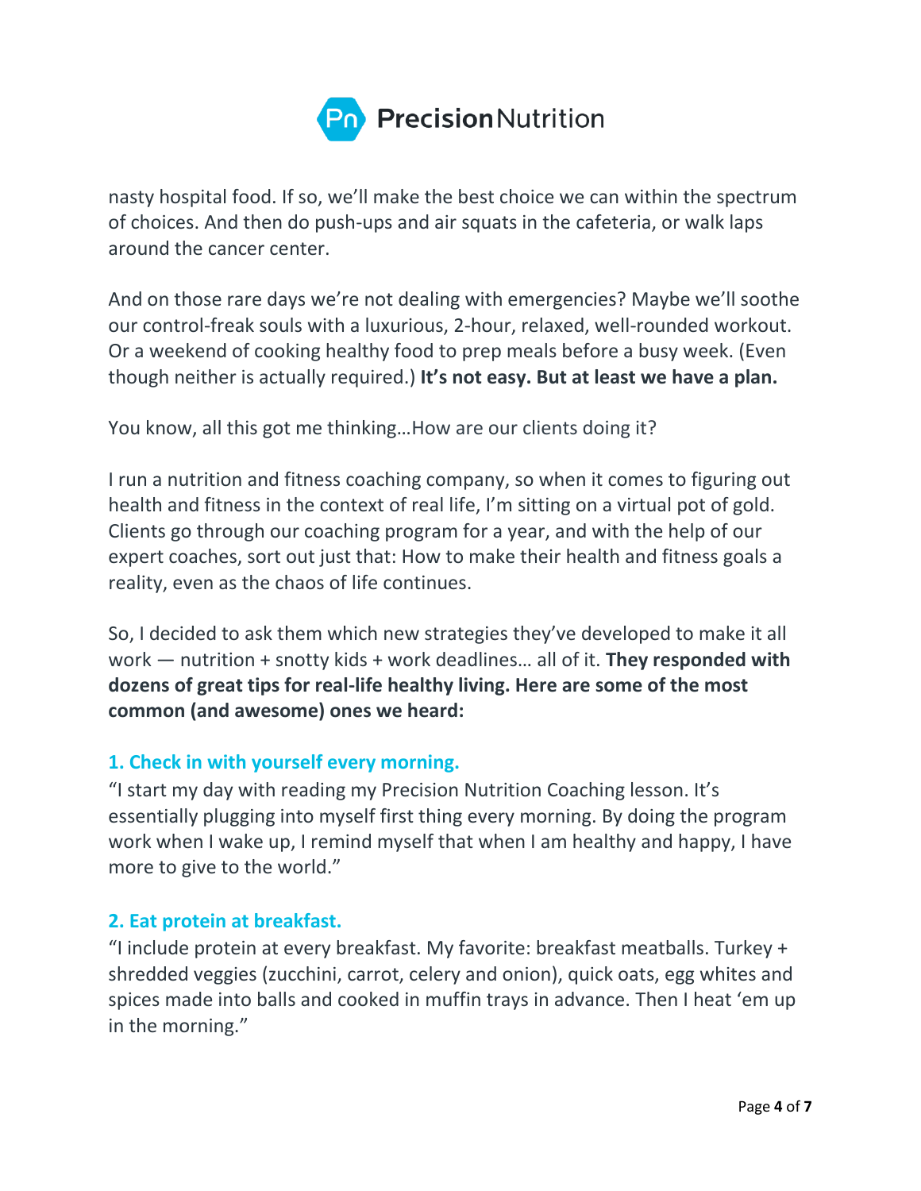nasty hospital food. If so, we'll make the best choice we can within the spectrum of choices. And then do push-ups and air squats in the cafeteria, or walk laps around the cancer center.

And on those rare days we're not dealing with emergencies? Maybe we'll soothe our control-freak souls with a luxurious, 2-hour, relaxed, well-rounded workout. Or a weekend of cooking healthy food to prep meals before a busy week. (Even though neither is actually required.) **It's not easy. But at least we have a plan.**

You know, all this got me thinking…How are our clients doing it?

I run a nutrition and fitness coaching company, so when it comes to figuring out health and fitness in the context of real life, I'm sitting on a virtual pot of gold. Clients go through our coaching program for a year, and with the help of our expert coaches, sort out just that: How to make their health and fitness goals a reality, even as the chaos of life continues.

So, I decided to ask them which new strategies they've developed to make it all work — nutrition + snotty kids + work deadlines… all of it. **They responded with dozens of great tips for real-life healthy living. Here are some of the most common (and awesome) ones we heard:**

### 1. Check in with yourself every morning.

"I start my day with reading my Precision Nutrition Coaching lesson. It's essentially plugging into myself first thing every morning. By doing the program work when I wake up, I remind myself that when I am healthy and happy, I have more to give to the world."

### 2. Eat protein at breakfast.

"I include protein at every breakfast. My favorite: breakfast meatballs. Turkey + shredded veggies (zucchini, carrot, celery and onion), quick oats, egg whites and spices made into balls and cooked in muffin trays in advance. Then I heat 'em up in the morning."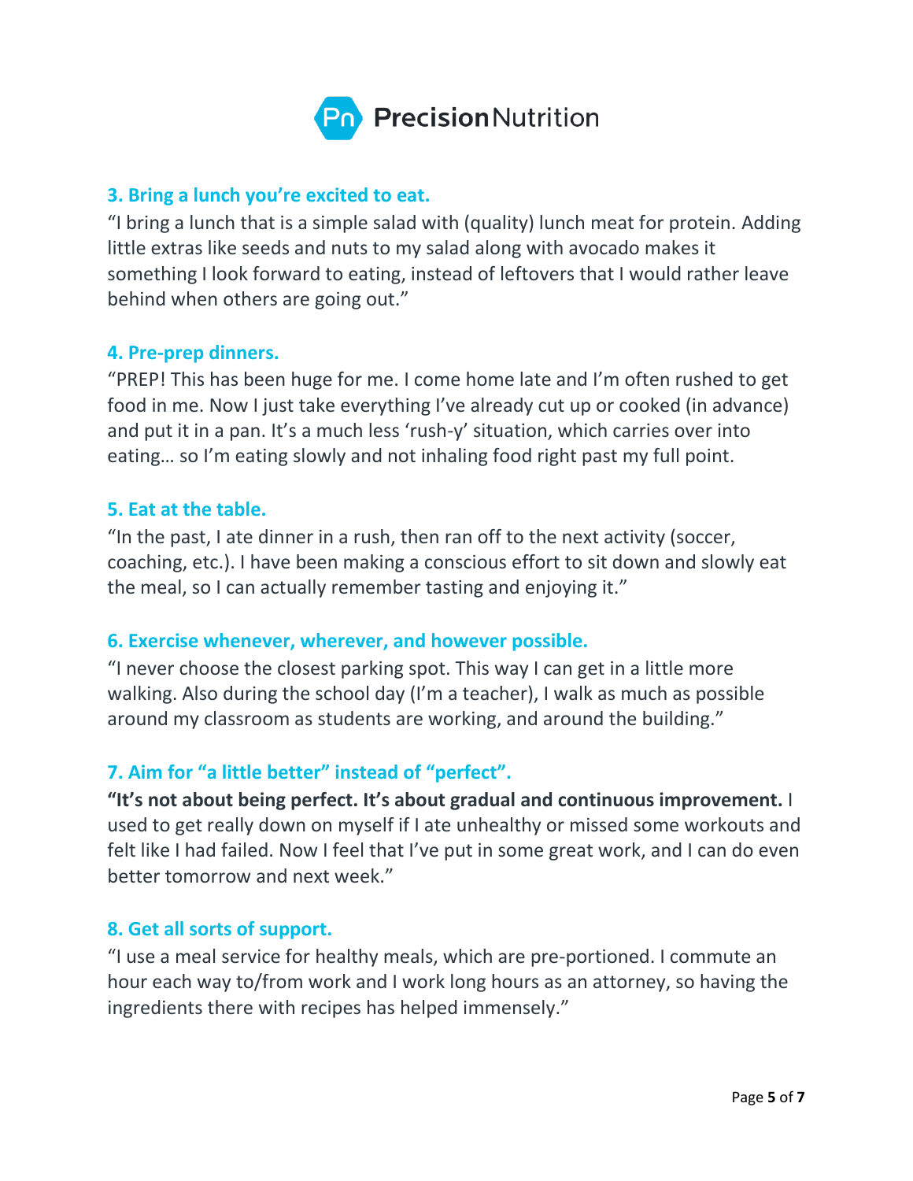### 3. Bring a lunch you're excited to eat.

"I bring a lunch that is a simple salad with (quality) lunch meat for protein. Adding little extras like seeds and nuts to my salad along with avocado makes it something I look forward to eating, instead of leftovers that I would rather leave behind when others are going out."

### 4. Pre-prep dinners.

"PREP! This has been huge for me. I come home late and I'm often rushed to get food in me. Now I just take everything I've already cut up or cooked (in advance) and put it in a pan. It's a much less 'rush-y' situation, which carries over into eating… so I'm eating slowly and not inhaling food right past my full point.

### 5. Eat at the table.

"In the past, I ate dinner in a rush, then ran off to the next activity (soccer, coaching, etc.). I have been making a conscious effort to sit down and slowly eat the meal, so I can actually remember tasting and enjoying it."

### 6. Exercise whenever, wherever, and however possible.

"I never choose the closest parking spot. This way I can get in a little more walking. Also during the school day (I'm a teacher), I walk as much as possible around my classroom as students are working, and around the building."

### 7. Aim for "a little better" instead of "perfect".

**"It's not about being perfect. It's about gradual and continuous improvement.** I used to get really down on myself if I ate unhealthy or missed some workouts and felt like I had failed. Now I feel that I've put in some great work, and I can do even better tomorrow and next week."

### 8. Get all sorts of support.

"I use a meal service for healthy meals, which are pre-portioned. I commute an hour each way to/from work and I work long hours as an attorney, so having the ingredients there with recipes has helped immensely."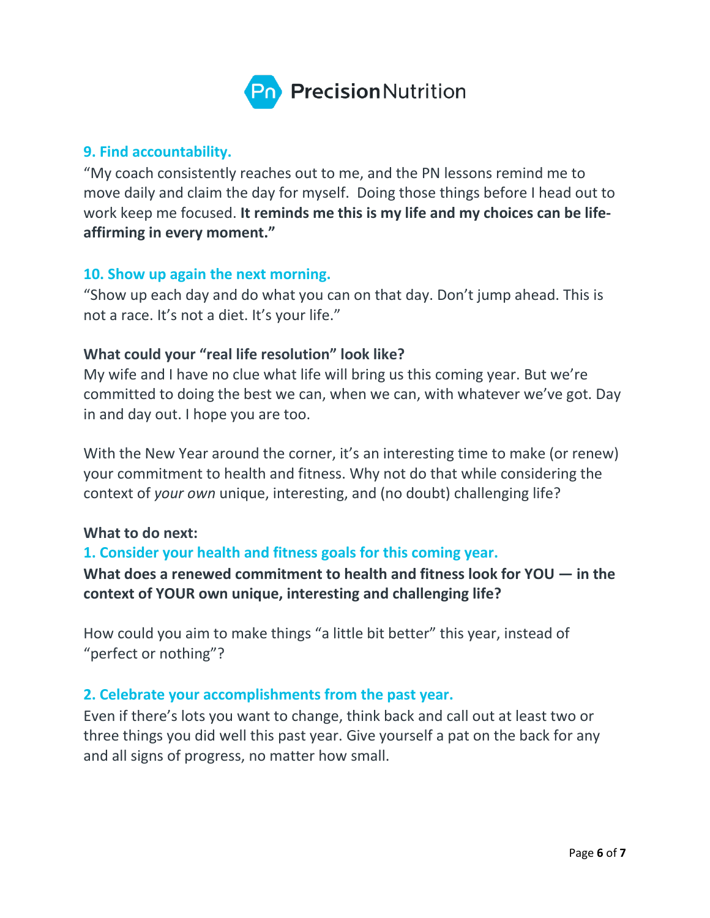### 9. Find accountability.

"My coach consistently reaches out to me, and the PN lessons remind me to move daily and claim the day for myself.  Doing those things before I head out to work keep me focused. **It reminds me this is my life and my choices can be life-affirming in every moment."**

### 10. Show up again the next morning.

"Show up each day and do what you can on that day. Don't jump ahead. This is not a race. It's not a diet. It's your life."

**What could your "real life resolution" look like?**

My wife and I have no clue what life will bring us this coming year. But we're committed to doing the best we can, when we can, with whatever we've got. Day in and day out. I hope you are too.

With the New Year around the corner, it's an interesting time to make (or renew) your commitment to health and fitness. Why not do that while considering the context of *your own* unique, interesting, and (no doubt) challenging life?

**What to do next:**

### 1. Consider your health and fitness goals for this coming year.

**What does a renewed commitment to health and fitness look for YOU — in the context of YOUR own unique, interesting and challenging life?**

How could you aim to make things "a little bit better" this year, instead of "perfect or nothing"?

### 2. Celebrate your accomplishments from the past year.

Even if there's lots you want to change, think back and call out at least two or three things you did well this past year. Give yourself a pat on the back for any and all signs of progress, no matter how small.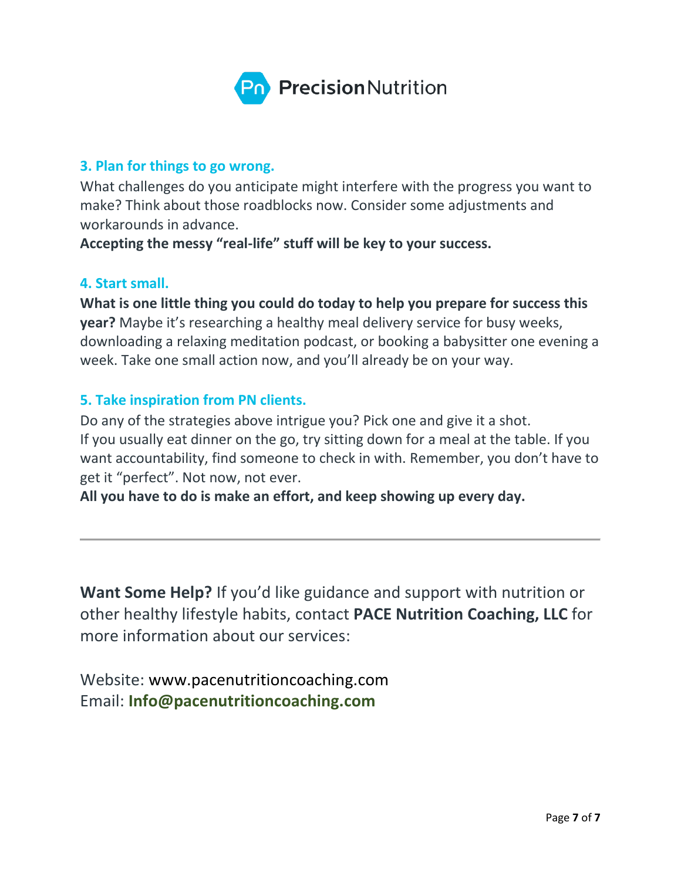### 3. Plan for things to go wrong.

What challenges do you anticipate might interfere with the progress you want to make? Think about those roadblocks now. Consider some adjustments and workarounds in advance.

**Accepting the messy "real-life" stuff will be key to your success.**

### 4. Start small.

**What is one little thing you could do today to help you prepare for success this year?** Maybe it's researching a healthy meal delivery service for busy weeks, downloading a relaxing meditation podcast, or booking a babysitter one evening a week. Take one small action now, and you'll already be on your way.

### 5. Take inspiration from PN clients.

Do any of the strategies above intrigue you? Pick one and give it a shot.
If you usually eat dinner on the go, try sitting down for a meal at the table. If you want accountability, find someone to check in with. Remember, you don't have to get it "perfect". Not now, not ever.

**All you have to do is make an effort, and keep showing up every day.**

---

**Want Some Help?** If you'd like guidance and support with nutrition or other healthy lifestyle habits, contact **PACE Nutrition Coaching, LLC** for more information about our services:

Website: www.pacenutritioncoaching.com
Email: **Info@pacenutritioncoaching.com**